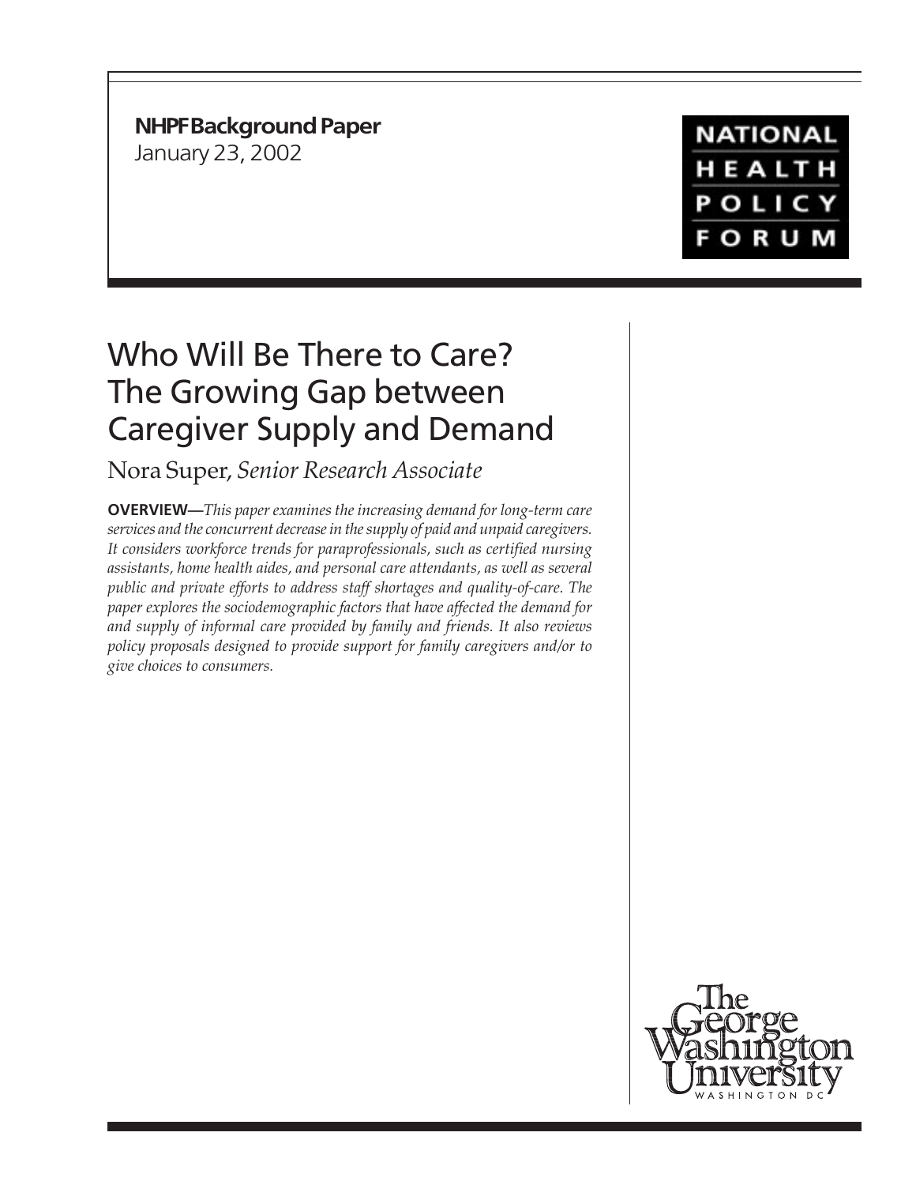**NHPF Background Paper**
January 23, 2002

NATIONAL HEALTH POLICY FORUM

# Who Will Be There to Care? The Growing Gap between Caregiver Supply and Demand

Nora Super, *Senior Research Associate*

**OVERVIEW—***This paper examines the increasing demand for long-term care services and the concurrent decrease in the supply of paid and unpaid caregivers. It considers workforce trends for paraprofessionals, such as certified nursing assistants, home health aides, and personal care attendants, as well as several public and private efforts to address staff shortages and quality-of-care. The paper explores the sociodemographic factors that have affected the demand for and supply of informal care provided by family and friends. It also reviews policy proposals designed to provide support for family caregivers and/or to give choices to consumers.*

The George Washington University
WASHINGTON DC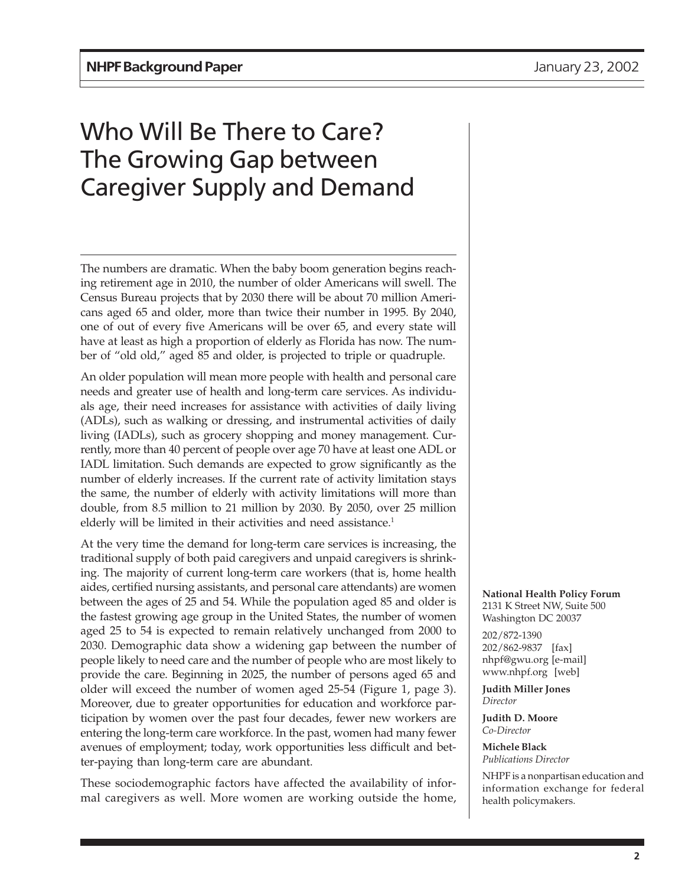# Who Will Be There to Care? The Growing Gap between Caregiver Supply and Demand

The numbers are dramatic. When the baby boom generation begins reaching retirement age in 2010, the number of older Americans will swell. The Census Bureau projects that by 2030 there will be about 70 million Americans aged 65 and older, more than twice their number in 1995. By 2040, one of out of every five Americans will be over 65, and every state will have at least as high a proportion of elderly as Florida has now. The number of "old old," aged 85 and older, is projected to triple or quadruple.

An older population will mean more people with health and personal care needs and greater use of health and long-term care services. As individuals age, their need increases for assistance with activities of daily living (ADLs), such as walking or dressing, and instrumental activities of daily living (IADLs), such as grocery shopping and money management. Currently, more than 40 percent of people over age 70 have at least one ADL or IADL limitation. Such demands are expected to grow significantly as the number of elderly increases. If the current rate of activity limitation stays the same, the number of elderly with activity limitations will more than double, from 8.5 million to 21 million by 2030. By 2050, over 25 million elderly will be limited in their activities and need assistance.[1]

At the very time the demand for long-term care services is increasing, the traditional supply of both paid caregivers and unpaid caregivers is shrinking. The majority of current long-term care workers (that is, home health aides, certified nursing assistants, and personal care attendants) are women between the ages of 25 and 54. While the population aged 85 and older is the fastest growing age group in the United States, the number of women aged 25 to 54 is expected to remain relatively unchanged from 2000 to 2030. Demographic data show a widening gap between the number of people likely to need care and the number of people who are most likely to provide the care. Beginning in 2025, the number of persons aged 65 and older will exceed the number of women aged 25-54 (Figure 1, page 3). Moreover, due to greater opportunities for education and workforce participation by women over the past four decades, fewer new workers are entering the long-term care workforce. In the past, women had many fewer avenues of employment; today, work opportunities less difficult and better-paying than long-term care are abundant.

These sociodemographic factors have affected the availability of informal caregivers as well. More women are working outside the home,

**National Health Policy Forum**
2131 K Street NW, Suite 500
Washington DC 20037

202/872-1390
202/862-9837 [fax]
nhpf@gwu.org [e-mail]
www.nhpf.org [web]

**Judith Miller Jones**
*Director*

**Judith D. Moore**
*Co-Director*

**Michele Black**
*Publications Director*

NHPF is a nonpartisan education and information exchange for federal health policymakers.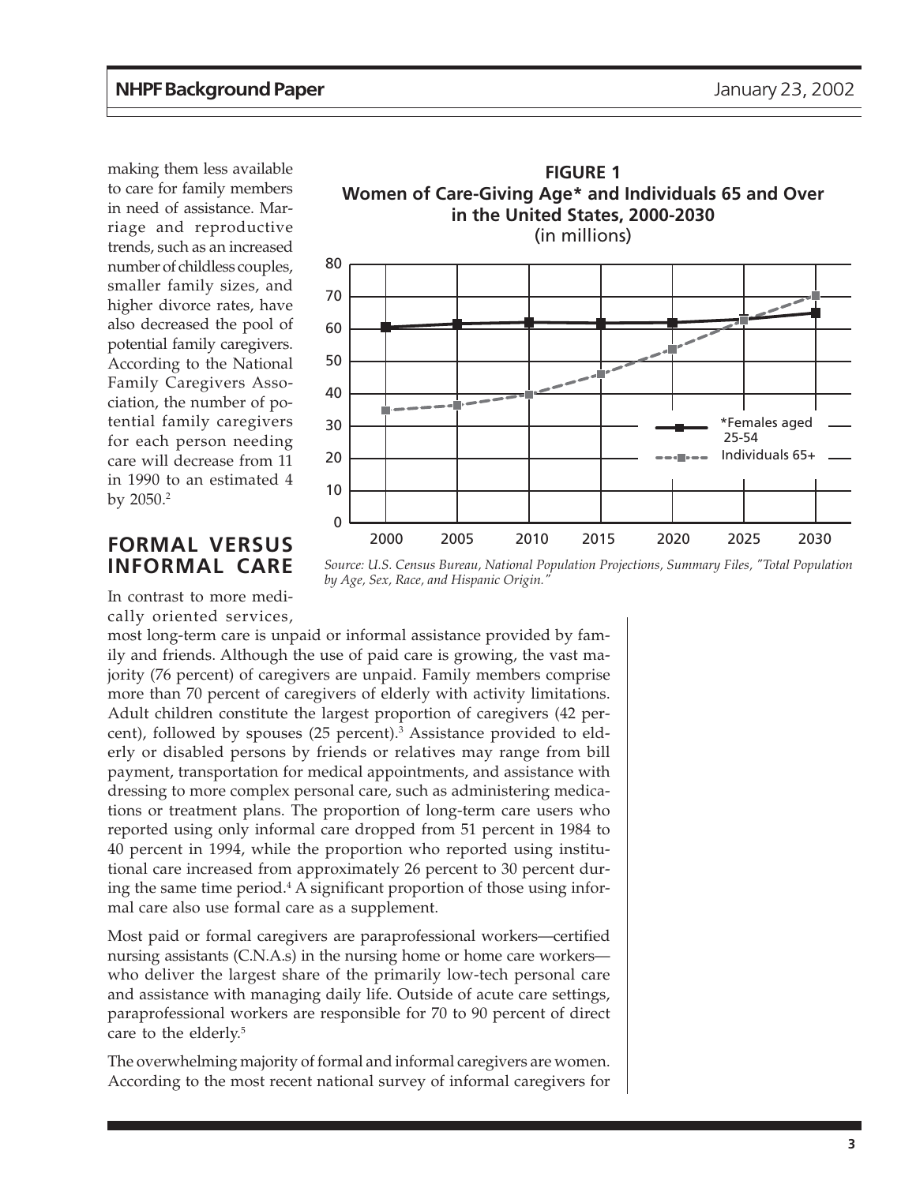making them less available to care for family members in need of assistance. Marriage and reproductive trends, such as an increased number of childless couples, smaller family sizes, and higher divorce rates, have also decreased the pool of potential family caregivers. According to the National Family Caregivers Association, the number of potential family caregivers for each person needing care will decrease from 11 in 1990 to an estimated 4 by 2050.[2]

**FIGURE 1**
**Women of Care-Giving Age* and Individuals 65 and Over in the United States, 2000-2030**
(in millions)

*Source: U.S. Census Bureau, National Population Projections, Summary Files, "Total Population by Age, Sex, Race, and Hispanic Origin."*

## FORMAL VERSUS INFORMAL CARE

In contrast to more medically oriented services, most long-term care is unpaid or informal assistance provided by family and friends. Although the use of paid care is growing, the vast majority (76 percent) of caregivers are unpaid. Family members comprise more than 70 percent of caregivers of elderly with activity limitations. Adult children constitute the largest proportion of caregivers (42 percent), followed by spouses (25 percent).[3] Assistance provided to elderly or disabled persons by friends or relatives may range from bill payment, transportation for medical appointments, and assistance with dressing to more complex personal care, such as administering medications or treatment plans. The proportion of long-term care users who reported using only informal care dropped from 51 percent in 1984 to 40 percent in 1994, while the proportion who reported using institutional care increased from approximately 26 percent to 30 percent during the same time period.[4] A significant proportion of those using informal care also use formal care as a supplement.

Most paid or formal caregivers are paraprofessional workers—certified nursing assistants (C.N.A.s) in the nursing home or home care workers—who deliver the largest share of the primarily low-tech personal care and assistance with managing daily life. Outside of acute care settings, paraprofessional workers are responsible for 70 to 90 percent of direct care to the elderly.[5]

The overwhelming majority of formal and informal caregivers are women. According to the most recent national survey of informal caregivers for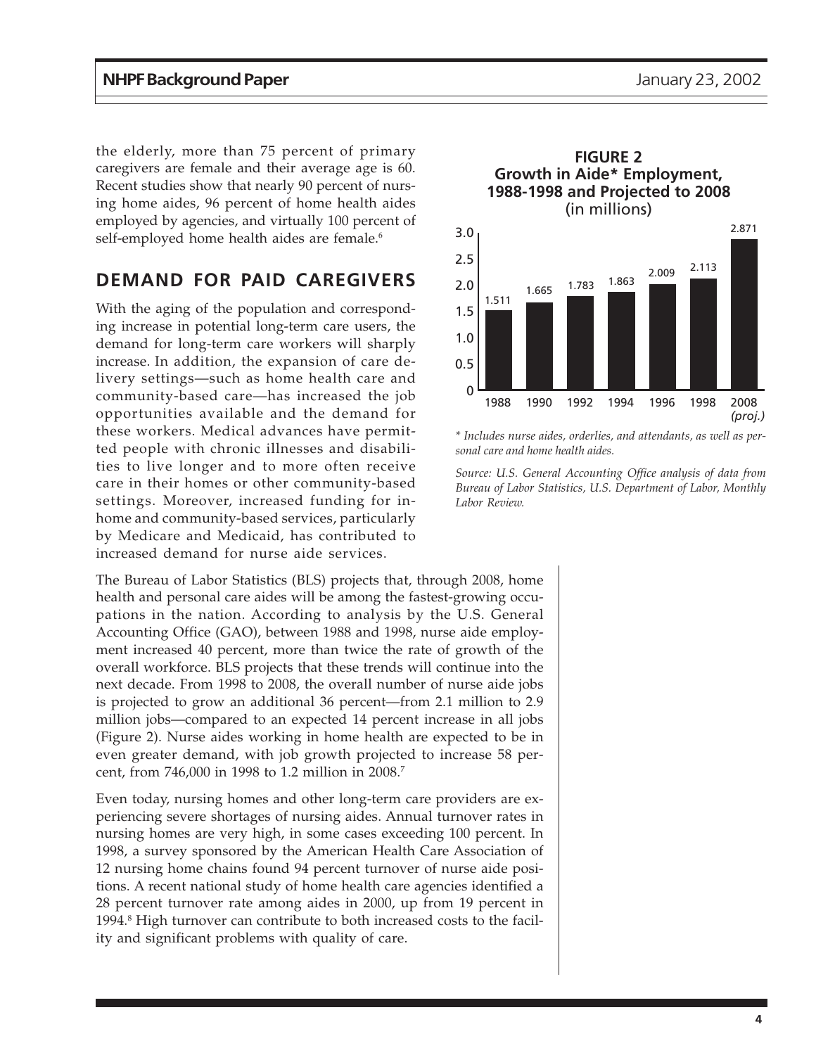the elderly, more than 75 percent of primary caregivers are female and their average age is 60. Recent studies show that nearly 90 percent of nursing home aides, 96 percent of home health aides employed by agencies, and virtually 100 percent of self-employed home health aides are female.[6]

## DEMAND FOR PAID CAREGIVERS

With the aging of the population and corresponding increase in potential long-term care users, the demand for long-term care workers will sharply increase. In addition, the expansion of care delivery settings—such as home health care and community-based care—has increased the job opportunities available and the demand for these workers. Medical advances have permitted people with chronic illnesses and disabilities to live longer and to more often receive care in their homes or other community-based settings. Moreover, increased funding for in-home and community-based services, particularly by Medicare and Medicaid, has contributed to increased demand for nurse aide services.

**FIGURE 2**
**Growth in Aide* Employment, 1988-1998 and Projected to 2008**
(in millions)

| Year | Employment (millions) |
| --- | --- |
| 1988 | 1.511 |
| 1990 | 1.665 |
| 1992 | 1.783 |
| 1994 | 1.863 |
| 1996 | 2.009 |
| 1998 | 2.113 |
| 2008 (proj.) | 2.871 |

*\* Includes nurse aides, orderlies, and attendants, as well as personal care and home health aides.*

*Source: U.S. General Accounting Office analysis of data from Bureau of Labor Statistics, U.S. Department of Labor, Monthly Labor Review.*

The Bureau of Labor Statistics (BLS) projects that, through 2008, home health and personal care aides will be among the fastest-growing occupations in the nation. According to analysis by the U.S. General Accounting Office (GAO), between 1988 and 1998, nurse aide employment increased 40 percent, more than twice the rate of growth of the overall workforce. BLS projects that these trends will continue into the next decade. From 1998 to 2008, the overall number of nurse aide jobs is projected to grow an additional 36 percent—from 2.1 million to 2.9 million jobs—compared to an expected 14 percent increase in all jobs (Figure 2). Nurse aides working in home health are expected to be in even greater demand, with job growth projected to increase 58 percent, from 746,000 in 1998 to 1.2 million in 2008.[7]

Even today, nursing homes and other long-term care providers are experiencing severe shortages of nursing aides. Annual turnover rates in nursing homes are very high, in some cases exceeding 100 percent. In 1998, a survey sponsored by the American Health Care Association of 12 nursing home chains found 94 percent turnover of nurse aide positions. A recent national study of home health care agencies identified a 28 percent turnover rate among aides in 2000, up from 19 percent in 1994.[8] High turnover can contribute to both increased costs to the facility and significant problems with quality of care.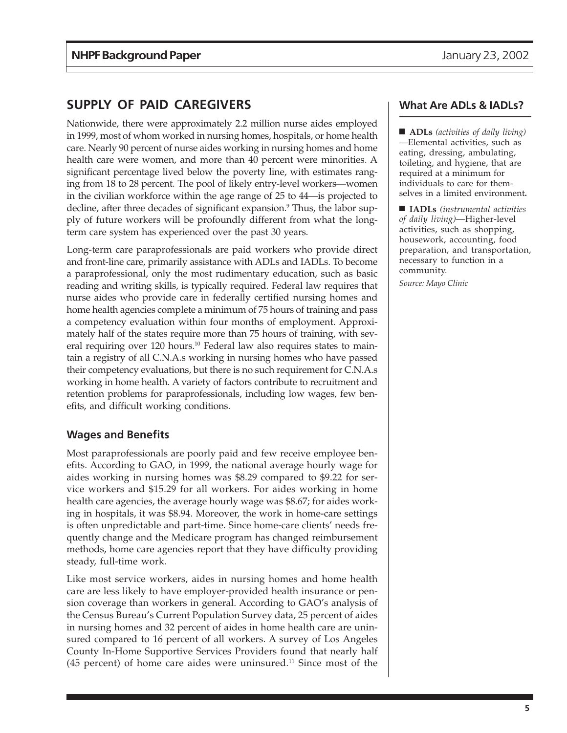## SUPPLY OF PAID CAREGIVERS

Nationwide, there were approximately 2.2 million nurse aides employed in 1999, most of whom worked in nursing homes, hospitals, or home health care. Nearly 90 percent of nurse aides working in nursing homes and home health care were women, and more than 40 percent were minorities. A significant percentage lived below the poverty line, with estimates ranging from 18 to 28 percent. The pool of likely entry-level workers—women in the civilian workforce within the age range of 25 to 44—is projected to decline, after three decades of significant expansion.[9] Thus, the labor supply of future workers will be profoundly different from what the long-term care system has experienced over the past 30 years.

Long-term care paraprofessionals are paid workers who provide direct and front-line care, primarily assistance with ADLs and IADLs. To become a paraprofessional, only the most rudimentary education, such as basic reading and writing skills, is typically required. Federal law requires that nurse aides who provide care in federally certified nursing homes and home health agencies complete a minimum of 75 hours of training and pass a competency evaluation within four months of employment. Approximately half of the states require more than 75 hours of training, with several requiring over 120 hours.[10] Federal law also requires states to maintain a registry of all C.N.A.s working in nursing homes who have passed their competency evaluations, but there is no such requirement for C.N.A.s working in home health. A variety of factors contribute to recruitment and retention problems for paraprofessionals, including low wages, few benefits, and difficult working conditions.

### Wages and Benefits

Most paraprofessionals are poorly paid and few receive employee benefits. According to GAO, in 1999, the national average hourly wage for aides working in nursing homes was $8.29 compared to $9.22 for service workers and $15.29 for all workers. For aides working in home health care agencies, the average hourly wage was $8.67; for aides working in hospitals, it was $8.94. Moreover, the work in home-care settings is often unpredictable and part-time. Since home-care clients' needs frequently change and the Medicare program has changed reimbursement methods, home care agencies report that they have difficulty providing steady, full-time work.

Like most service workers, aides in nursing homes and home health care are less likely to have employer-provided health insurance or pension coverage than workers in general. According to GAO's analysis of the Census Bureau's Current Population Survey data, 25 percent of aides in nursing homes and 32 percent of aides in home health care are uninsured compared to 16 percent of all workers. A survey of Los Angeles County In-Home Supportive Services Providers found that nearly half (45 percent) of home care aides were uninsured.[11] Since most of the

### What Are ADLs & IADLs?

- **ADLs** *(activities of daily living)*—Elemental activities, such as eating, dressing, ambulating, toileting, and hygiene, that are required at a minimum for individuals to care for themselves in a limited environment**.**
- **IADLs** *(instrumental activities of daily living)*—Higher-level activities, such as shopping, housework, accounting, food preparation, and transportation, necessary to function in a community.

*Source: Mayo Clinic*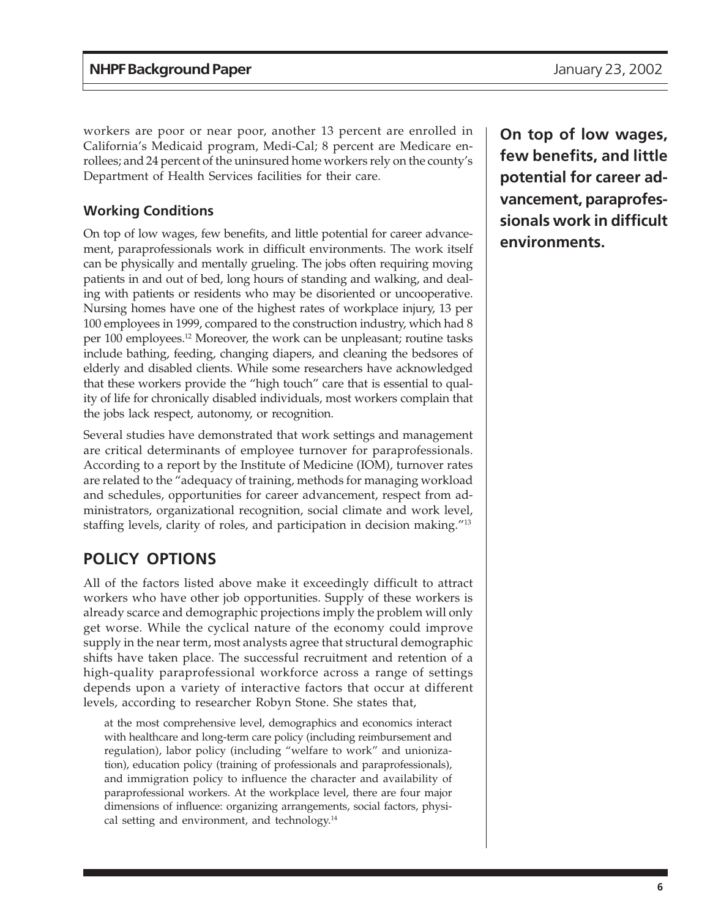workers are poor or near poor, another 13 percent are enrolled in California's Medicaid program, Medi-Cal; 8 percent are Medicare enrollees; and 24 percent of the uninsured home workers rely on the county's Department of Health Services facilities for their care.

### Working Conditions

On top of low wages, few benefits, and little potential for career advancement, paraprofessionals work in difficult environments. The work itself can be physically and mentally grueling. The jobs often requiring moving patients in and out of bed, long hours of standing and walking, and dealing with patients or residents who may be disoriented or uncooperative. Nursing homes have one of the highest rates of workplace injury, 13 per 100 employees in 1999, compared to the construction industry, which had 8 per 100 employees.[12] Moreover, the work can be unpleasant; routine tasks include bathing, feeding, changing diapers, and cleaning the bedsores of elderly and disabled clients. While some researchers have acknowledged that these workers provide the "high touch" care that is essential to quality of life for chronically disabled individuals, most workers complain that the jobs lack respect, autonomy, or recognition.

**On top of low wages, few benefits, and little potential for career advancement, paraprofessionals work in difficult environments.**

Several studies have demonstrated that work settings and management are critical determinants of employee turnover for paraprofessionals. According to a report by the Institute of Medicine (IOM), turnover rates are related to the "adequacy of training, methods for managing workload and schedules, opportunities for career advancement, respect from administrators, organizational recognition, social climate and work level, staffing levels, clarity of roles, and participation in decision making."[13]

## POLICY OPTIONS

All of the factors listed above make it exceedingly difficult to attract workers who have other job opportunities. Supply of these workers is already scarce and demographic projections imply the problem will only get worse. While the cyclical nature of the economy could improve supply in the near term, most analysts agree that structural demographic shifts have taken place. The successful recruitment and retention of a high-quality paraprofessional workforce across a range of settings depends upon a variety of interactive factors that occur at different levels, according to researcher Robyn Stone. She states that,

> at the most comprehensive level, demographics and economics interact with healthcare and long-term care policy (including reimbursement and regulation), labor policy (including "welfare to work" and unionization), education policy (training of professionals and paraprofessionals), and immigration policy to influence the character and availability of paraprofessional workers. At the workplace level, there are four major dimensions of influence: organizing arrangements, social factors, physical setting and environment, and technology.[14]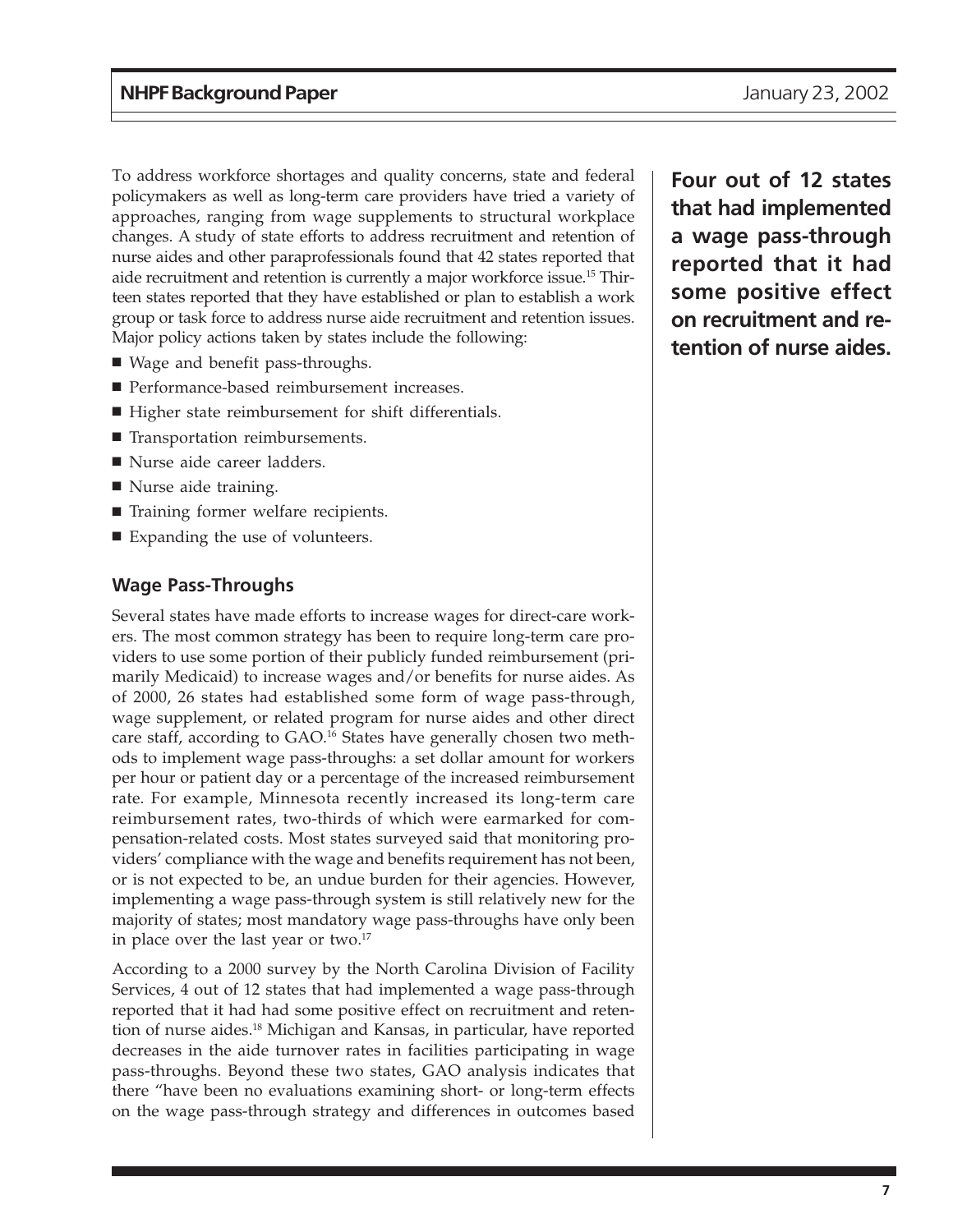To address workforce shortages and quality concerns, state and federal policymakers as well as long-term care providers have tried a variety of approaches, ranging from wage supplements to structural workplace changes. A study of state efforts to address recruitment and retention of nurse aides and other paraprofessionals found that 42 states reported that aide recruitment and retention is currently a major workforce issue.[15] Thirteen states reported that they have established or plan to establish a work group or task force to address nurse aide recruitment and retention issues. Major policy actions taken by states include the following:

- Wage and benefit pass-throughs.
- Performance-based reimbursement increases.
- Higher state reimbursement for shift differentials.
- Transportation reimbursements.
- Nurse aide career ladders.
- Nurse aide training.
- Training former welfare recipients.
- Expanding the use of volunteers.

**Four out of 12 states that had implemented a wage pass-through reported that it had some positive effect on recruitment and retention of nurse aides.**

### Wage Pass-Throughs

Several states have made efforts to increase wages for direct-care workers. The most common strategy has been to require long-term care providers to use some portion of their publicly funded reimbursement (primarily Medicaid) to increase wages and/or benefits for nurse aides. As of 2000, 26 states had established some form of wage pass-through, wage supplement, or related program for nurse aides and other direct care staff, according to GAO.[16] States have generally chosen two methods to implement wage pass-throughs: a set dollar amount for workers per hour or patient day or a percentage of the increased reimbursement rate. For example, Minnesota recently increased its long-term care reimbursement rates, two-thirds of which were earmarked for compensation-related costs. Most states surveyed said that monitoring providers' compliance with the wage and benefits requirement has not been, or is not expected to be, an undue burden for their agencies. However, implementing a wage pass-through system is still relatively new for the majority of states; most mandatory wage pass-throughs have only been in place over the last year or two.[17]

According to a 2000 survey by the North Carolina Division of Facility Services, 4 out of 12 states that had implemented a wage pass-through reported that it had had some positive effect on recruitment and retention of nurse aides.[18] Michigan and Kansas, in particular, have reported decreases in the aide turnover rates in facilities participating in wage pass-throughs. Beyond these two states, GAO analysis indicates that there "have been no evaluations examining short- or long-term effects on the wage pass-through strategy and differences in outcomes based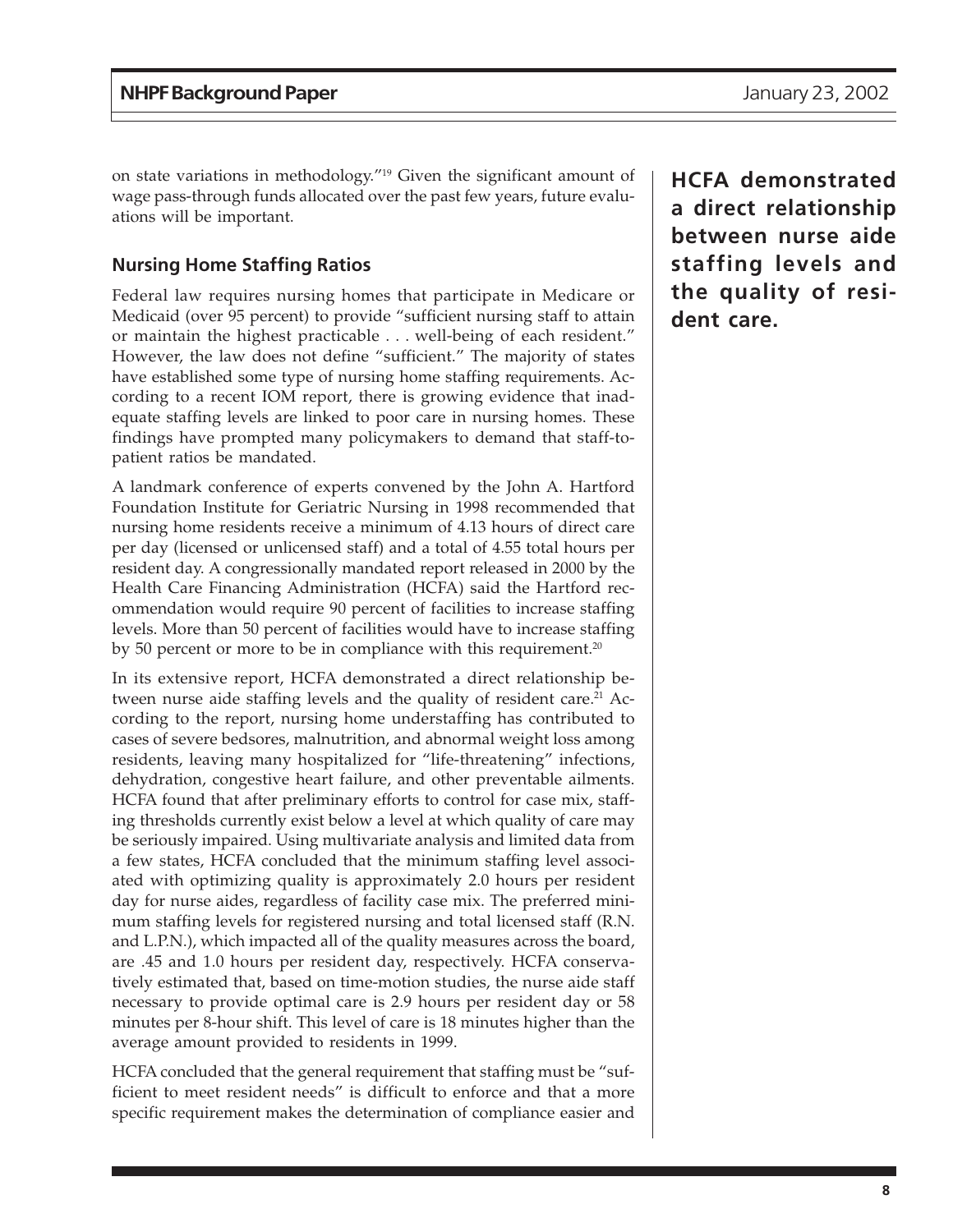on state variations in methodology."[19] Given the significant amount of wage pass-through funds allocated over the past few years, future evaluations will be important.

### Nursing Home Staffing Ratios

Federal law requires nursing homes that participate in Medicare or Medicaid (over 95 percent) to provide "sufficient nursing staff to attain or maintain the highest practicable . . . well-being of each resident." However, the law does not define "sufficient." The majority of states have established some type of nursing home staffing requirements. According to a recent IOM report, there is growing evidence that inadequate staffing levels are linked to poor care in nursing homes. These findings have prompted many policymakers to demand that staff-to-patient ratios be mandated.

A landmark conference of experts convened by the John A. Hartford Foundation Institute for Geriatric Nursing in 1998 recommended that nursing home residents receive a minimum of 4.13 hours of direct care per day (licensed or unlicensed staff) and a total of 4.55 total hours per resident day. A congressionally mandated report released in 2000 by the Health Care Financing Administration (HCFA) said the Hartford recommendation would require 90 percent of facilities to increase staffing levels. More than 50 percent of facilities would have to increase staffing by 50 percent or more to be in compliance with this requirement.[20]

**HCFA demonstrated a direct relationship between nurse aide staffing levels and the quality of resident care.**

In its extensive report, HCFA demonstrated a direct relationship between nurse aide staffing levels and the quality of resident care.[21] According to the report, nursing home understaffing has contributed to cases of severe bedsores, malnutrition, and abnormal weight loss among residents, leaving many hospitalized for "life-threatening" infections, dehydration, congestive heart failure, and other preventable ailments. HCFA found that after preliminary efforts to control for case mix, staffing thresholds currently exist below a level at which quality of care may be seriously impaired. Using multivariate analysis and limited data from a few states, HCFA concluded that the minimum staffing level associated with optimizing quality is approximately 2.0 hours per resident day for nurse aides, regardless of facility case mix. The preferred minimum staffing levels for registered nursing and total licensed staff (R.N. and L.P.N.), which impacted all of the quality measures across the board, are .45 and 1.0 hours per resident day, respectively. HCFA conservatively estimated that, based on time-motion studies, the nurse aide staff necessary to provide optimal care is 2.9 hours per resident day or 58 minutes per 8-hour shift. This level of care is 18 minutes higher than the average amount provided to residents in 1999.

HCFA concluded that the general requirement that staffing must be "sufficient to meet resident needs" is difficult to enforce and that a more specific requirement makes the determination of compliance easier and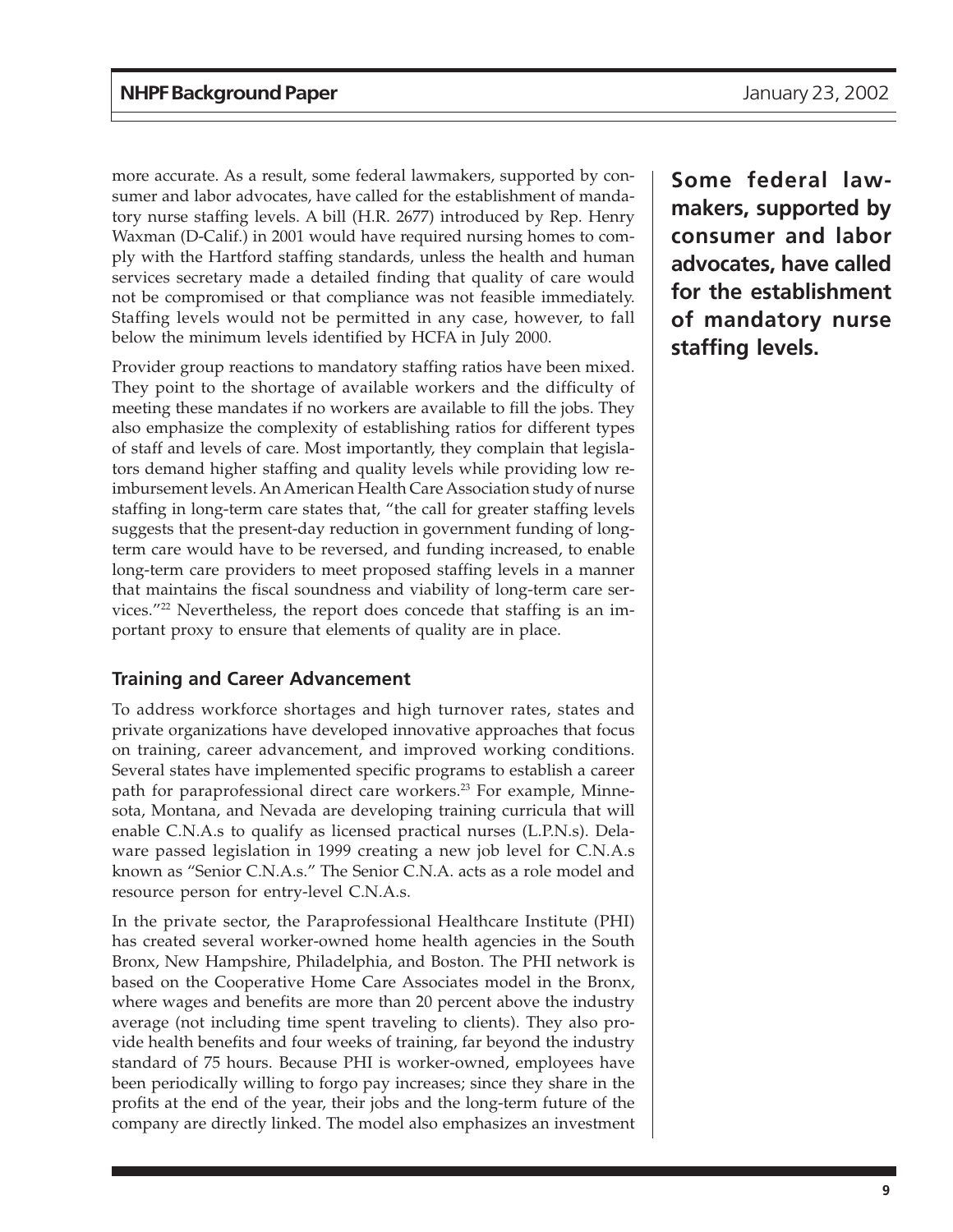more accurate. As a result, some federal lawmakers, supported by consumer and labor advocates, have called for the establishment of mandatory nurse staffing levels. A bill (H.R. 2677) introduced by Rep. Henry Waxman (D-Calif.) in 2001 would have required nursing homes to comply with the Hartford staffing standards, unless the health and human services secretary made a detailed finding that quality of care would not be compromised or that compliance was not feasible immediately. Staffing levels would not be permitted in any case, however, to fall below the minimum levels identified by HCFA in July 2000.

**Some federal lawmakers, supported by consumer and labor advocates, have called for the establishment of mandatory nurse staffing levels.**

Provider group reactions to mandatory staffing ratios have been mixed. They point to the shortage of available workers and the difficulty of meeting these mandates if no workers are available to fill the jobs. They also emphasize the complexity of establishing ratios for different types of staff and levels of care. Most importantly, they complain that legislators demand higher staffing and quality levels while providing low reimbursement levels. An American Health Care Association study of nurse staffing in long-term care states that, "the call for greater staffing levels suggests that the present-day reduction in government funding of long-term care would have to be reversed, and funding increased, to enable long-term care providers to meet proposed staffing levels in a manner that maintains the fiscal soundness and viability of long-term care services."[22] Nevertheless, the report does concede that staffing is an important proxy to ensure that elements of quality are in place.

### Training and Career Advancement

To address workforce shortages and high turnover rates, states and private organizations have developed innovative approaches that focus on training, career advancement, and improved working conditions. Several states have implemented specific programs to establish a career path for paraprofessional direct care workers.[23] For example, Minnesota, Montana, and Nevada are developing training curricula that will enable C.N.A.s to qualify as licensed practical nurses (L.P.N.s). Delaware passed legislation in 1999 creating a new job level for C.N.A.s known as "Senior C.N.A.s." The Senior C.N.A. acts as a role model and resource person for entry-level C.N.A.s.

In the private sector, the Paraprofessional Healthcare Institute (PHI) has created several worker-owned home health agencies in the South Bronx, New Hampshire, Philadelphia, and Boston. The PHI network is based on the Cooperative Home Care Associates model in the Bronx, where wages and benefits are more than 20 percent above the industry average (not including time spent traveling to clients). They also provide health benefits and four weeks of training, far beyond the industry standard of 75 hours. Because PHI is worker-owned, employees have been periodically willing to forgo pay increases; since they share in the profits at the end of the year, their jobs and the long-term future of the company are directly linked. The model also emphasizes an investment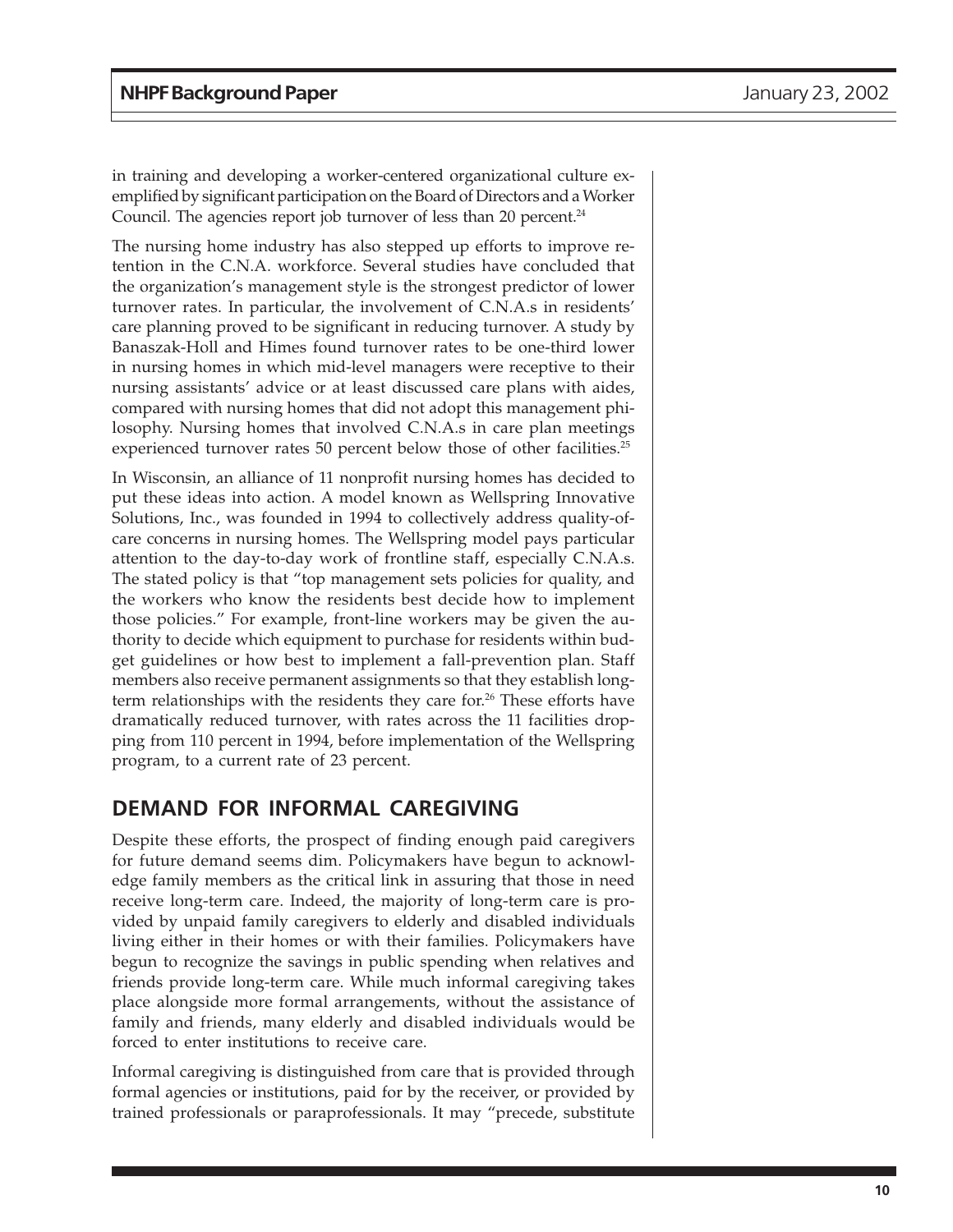in training and developing a worker-centered organizational culture exemplified by significant participation on the Board of Directors and a Worker Council. The agencies report job turnover of less than 20 percent.[24]

The nursing home industry has also stepped up efforts to improve retention in the C.N.A. workforce. Several studies have concluded that the organization's management style is the strongest predictor of lower turnover rates. In particular, the involvement of C.N.A.s in residents' care planning proved to be significant in reducing turnover. A study by Banaszak-Holl and Himes found turnover rates to be one-third lower in nursing homes in which mid-level managers were receptive to their nursing assistants' advice or at least discussed care plans with aides, compared with nursing homes that did not adopt this management philosophy. Nursing homes that involved C.N.A.s in care plan meetings experienced turnover rates 50 percent below those of other facilities.[25]

In Wisconsin, an alliance of 11 nonprofit nursing homes has decided to put these ideas into action. A model known as Wellspring Innovative Solutions, Inc., was founded in 1994 to collectively address quality-of-care concerns in nursing homes. The Wellspring model pays particular attention to the day-to-day work of frontline staff, especially C.N.A.s. The stated policy is that "top management sets policies for quality, and the workers who know the residents best decide how to implement those policies." For example, front-line workers may be given the authority to decide which equipment to purchase for residents within budget guidelines or how best to implement a fall-prevention plan. Staff members also receive permanent assignments so that they establish long-term relationships with the residents they care for.[26] These efforts have dramatically reduced turnover, with rates across the 11 facilities dropping from 110 percent in 1994, before implementation of the Wellspring program, to a current rate of 23 percent.

## DEMAND FOR INFORMAL CAREGIVING

Despite these efforts, the prospect of finding enough paid caregivers for future demand seems dim. Policymakers have begun to acknowledge family members as the critical link in assuring that those in need receive long-term care. Indeed, the majority of long-term care is provided by unpaid family caregivers to elderly and disabled individuals living either in their homes or with their families. Policymakers have begun to recognize the savings in public spending when relatives and friends provide long-term care. While much informal caregiving takes place alongside more formal arrangements, without the assistance of family and friends, many elderly and disabled individuals would be forced to enter institutions to receive care.

Informal caregiving is distinguished from care that is provided through formal agencies or institutions, paid for by the receiver, or provided by trained professionals or paraprofessionals. It may "precede, substitute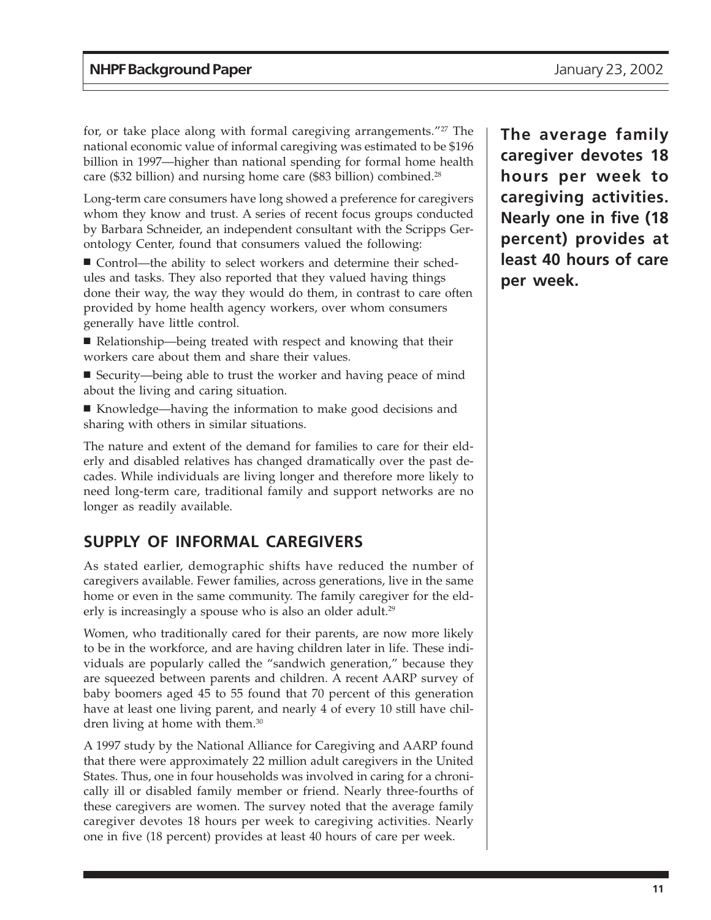for, or take place along with formal caregiving arrangements."[27] The national economic value of informal caregiving was estimated to be $196 billion in 1997—higher than national spending for formal home health care ($32 billion) and nursing home care ($83 billion) combined.[28]

Long-term care consumers have long showed a preference for caregivers whom they know and trust. A series of recent focus groups conducted by Barbara Schneider, an independent consultant with the Scripps Gerontology Center, found that consumers valued the following:

- Control—the ability to select workers and determine their schedules and tasks. They also reported that they valued having things done their way, the way they would do them, in contrast to care often provided by home health agency workers, over whom consumers generally have little control.
- Relationship—being treated with respect and knowing that their workers care about them and share their values.
- Security—being able to trust the worker and having peace of mind about the living and caring situation.
- Knowledge—having the information to make good decisions and sharing with others in similar situations.

The nature and extent of the demand for families to care for their elderly and disabled relatives has changed dramatically over the past decades. While individuals are living longer and therefore more likely to need long-term care, traditional family and support networks are no longer as readily available.

## SUPPLY OF INFORMAL CAREGIVERS

As stated earlier, demographic shifts have reduced the number of caregivers available. Fewer families, across generations, live in the same home or even in the same community. The family caregiver for the elderly is increasingly a spouse who is also an older adult.[29]

Women, who traditionally cared for their parents, are now more likely to be in the workforce, and are having children later in life. These individuals are popularly called the "sandwich generation," because they are squeezed between parents and children. A recent AARP survey of baby boomers aged 45 to 55 found that 70 percent of this generation have at least one living parent, and nearly 4 of every 10 still have children living at home with them.[30]

A 1997 study by the National Alliance for Caregiving and AARP found that there were approximately 22 million adult caregivers in the United States. Thus, one in four households was involved in caring for a chronically ill or disabled family member or friend. Nearly three-fourths of these caregivers are women. The survey noted that the average family caregiver devotes 18 hours per week to caregiving activities. Nearly one in five (18 percent) provides at least 40 hours of care per week.

**The average family caregiver devotes 18 hours per week to caregiving activities. Nearly one in five (18 percent) provides at least 40 hours of care per week.**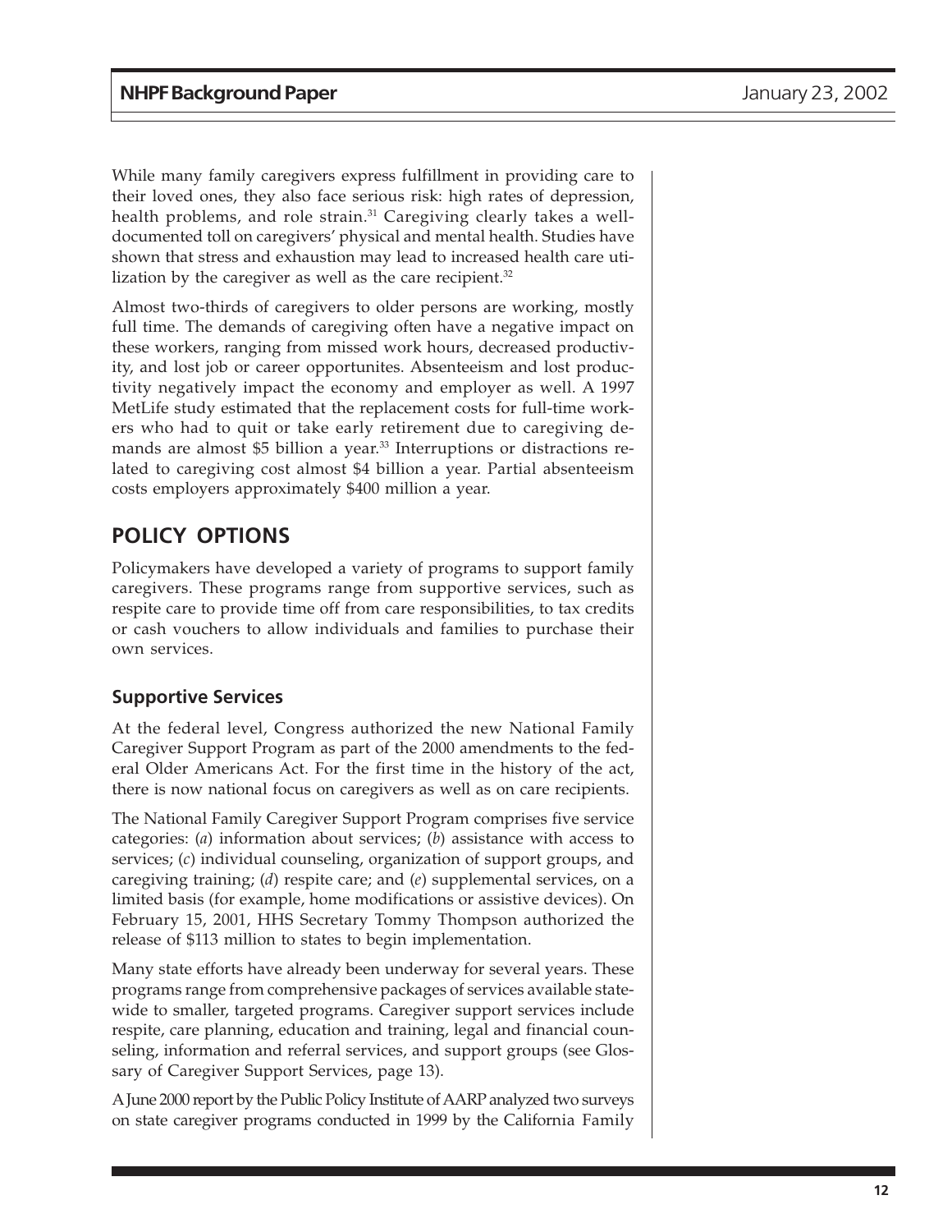While many family caregivers express fulfillment in providing care to their loved ones, they also face serious risk: high rates of depression, health problems, and role strain.[31] Caregiving clearly takes a well-documented toll on caregivers' physical and mental health. Studies have shown that stress and exhaustion may lead to increased health care utilization by the caregiver as well as the care recipient.[32]

Almost two-thirds of caregivers to older persons are working, mostly full time. The demands of caregiving often have a negative impact on these workers, ranging from missed work hours, decreased productivity, and lost job or career opportunites. Absenteeism and lost productivity negatively impact the economy and employer as well. A 1997 MetLife study estimated that the replacement costs for full-time workers who had to quit or take early retirement due to caregiving demands are almost $5 billion a year.[33] Interruptions or distractions related to caregiving cost almost $4 billion a year. Partial absenteeism costs employers approximately $400 million a year.

## POLICY OPTIONS

Policymakers have developed a variety of programs to support family caregivers. These programs range from supportive services, such as respite care to provide time off from care responsibilities, to tax credits or cash vouchers to allow individuals and families to purchase their own services.

### Supportive Services

At the federal level, Congress authorized the new National Family Caregiver Support Program as part of the 2000 amendments to the federal Older Americans Act. For the first time in the history of the act, there is now national focus on caregivers as well as on care recipients.

The National Family Caregiver Support Program comprises five service categories: (*a*) information about services; (*b*) assistance with access to services; (*c*) individual counseling, organization of support groups, and caregiving training; (*d*) respite care; and (*e*) supplemental services, on a limited basis (for example, home modifications or assistive devices). On February 15, 2001, HHS Secretary Tommy Thompson authorized the release of $113 million to states to begin implementation.

Many state efforts have already been underway for several years. These programs range from comprehensive packages of services available statewide to smaller, targeted programs. Caregiver support services include respite, care planning, education and training, legal and financial counseling, information and referral services, and support groups (see Glossary of Caregiver Support Services, page 13).

A June 2000 report by the Public Policy Institute of AARP analyzed two surveys on state caregiver programs conducted in 1999 by the California Family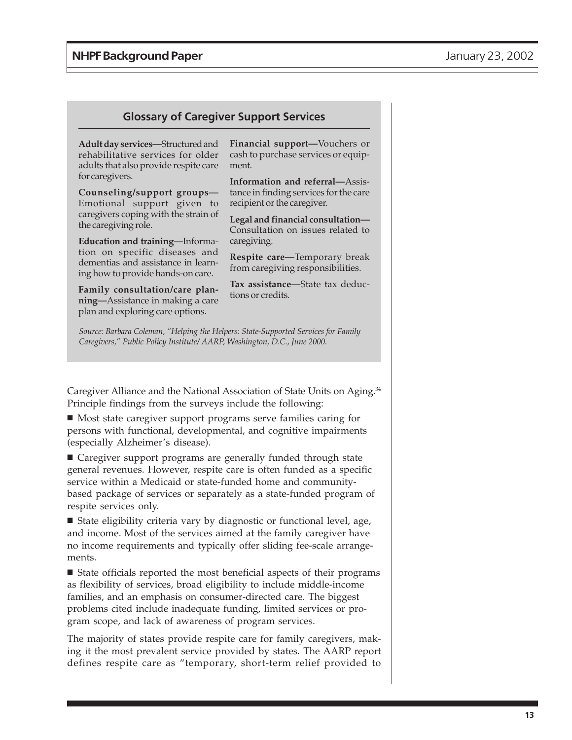## Glossary of Caregiver Support Services

**Adult day services—**Structured and rehabilitative services for older adults that also provide respite care for caregivers.

**Counseling/support groups—**Emotional support given to caregivers coping with the strain of the caregiving role.

**Education and training—**Information on specific diseases and dementias and assistance in learning how to provide hands-on care.

**Family consultation/care planning—**Assistance in making a care plan and exploring care options.

**Financial support—**Vouchers or cash to purchase services or equipment.

**Information and referral—**Assistance in finding services for the care recipient or the caregiver.

**Legal and financial consultation—**Consultation on issues related to caregiving.

**Respite care—**Temporary break from caregiving responsibilities.

**Tax assistance—**State tax deductions or credits.

*Source: Barbara Coleman, "Helping the Helpers: State-Supported Services for Family Caregivers," Public Policy Institute/AARP, Washington, D.C., June 2000.*

Caregiver Alliance and the National Association of State Units on Aging.[34] Principle findings from the surveys include the following:

- Most state caregiver support programs serve families caring for persons with functional, developmental, and cognitive impairments (especially Alzheimer's disease).
- Caregiver support programs are generally funded through state general revenues. However, respite care is often funded as a specific service within a Medicaid or state-funded home and community-based package of services or separately as a state-funded program of respite services only.
- State eligibility criteria vary by diagnostic or functional level, age, and income. Most of the services aimed at the family caregiver have no income requirements and typically offer sliding fee-scale arrangements.
- State officials reported the most beneficial aspects of their programs as flexibility of services, broad eligibility to include middle-income families, and an emphasis on consumer-directed care. The biggest problems cited include inadequate funding, limited services or program scope, and lack of awareness of program services.

The majority of states provide respite care for family caregivers, making it the most prevalent service provided by states. The AARP report defines respite care as "temporary, short-term relief provided to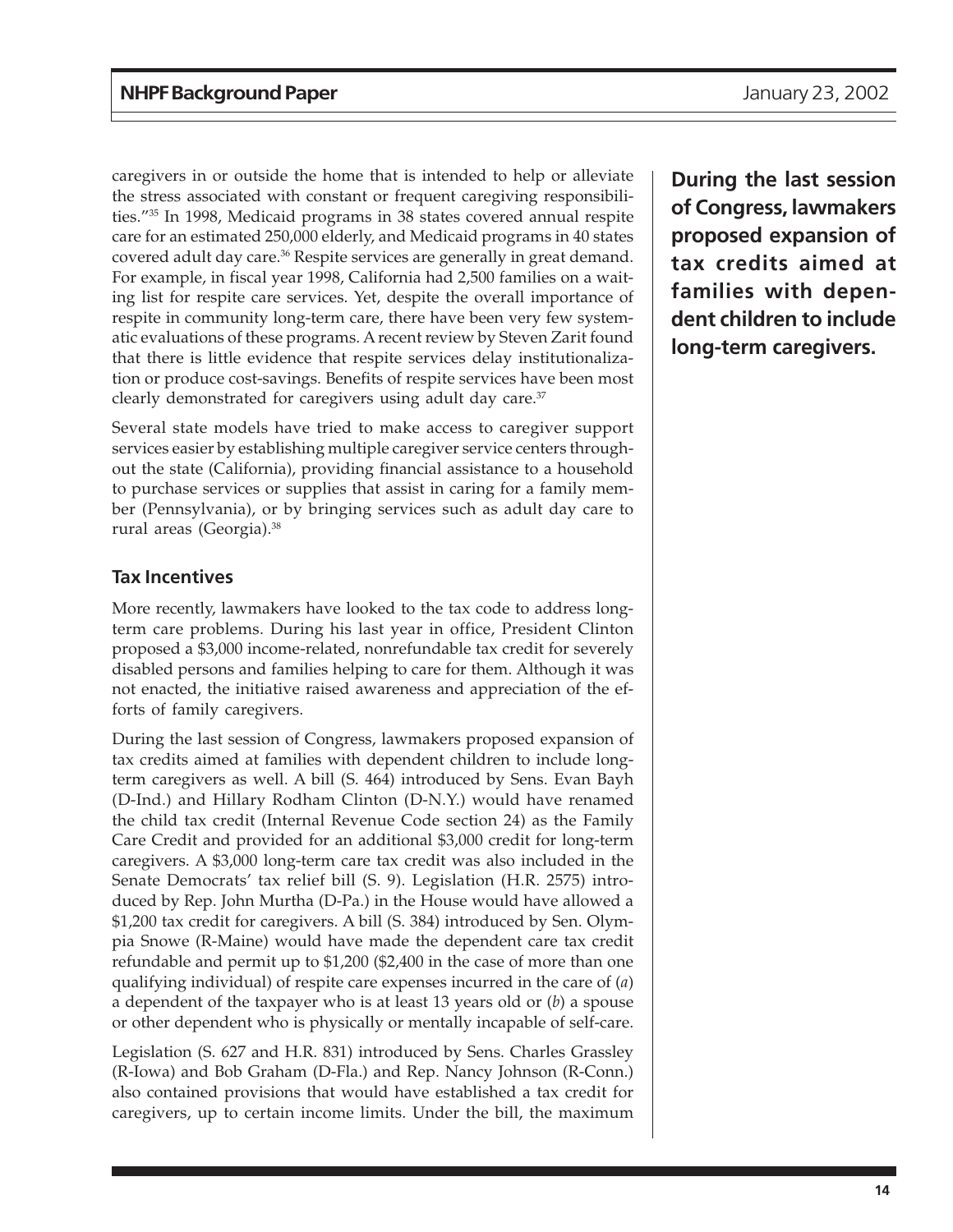caregivers in or outside the home that is intended to help or alleviate the stress associated with constant or frequent caregiving responsibilities."[35] In 1998, Medicaid programs in 38 states covered annual respite care for an estimated 250,000 elderly, and Medicaid programs in 40 states covered adult day care.[36] Respite services are generally in great demand. For example, in fiscal year 1998, California had 2,500 families on a waiting list for respite care services. Yet, despite the overall importance of respite in community long-term care, there have been very few systematic evaluations of these programs. A recent review by Steven Zarit found that there is little evidence that respite services delay institutionalization or produce cost-savings. Benefits of respite services have been most clearly demonstrated for caregivers using adult day care.[37]

Several state models have tried to make access to caregiver support services easier by establishing multiple caregiver service centers throughout the state (California), providing financial assistance to a household to purchase services or supplies that assist in caring for a family member (Pennsylvania), or by bringing services such as adult day care to rural areas (Georgia).[38]

### Tax Incentives

More recently, lawmakers have looked to the tax code to address long-term care problems. During his last year in office, President Clinton proposed a $3,000 income-related, nonrefundable tax credit for severely disabled persons and families helping to care for them. Although it was not enacted, the initiative raised awareness and appreciation of the efforts of family caregivers.

**During the last session of Congress, lawmakers proposed expansion of tax credits aimed at families with dependent children to include long-term caregivers.**

During the last session of Congress, lawmakers proposed expansion of tax credits aimed at families with dependent children to include long-term caregivers as well. A bill (S. 464) introduced by Sens. Evan Bayh (D-Ind.) and Hillary Rodham Clinton (D-N.Y.) would have renamed the child tax credit (Internal Revenue Code section 24) as the Family Care Credit and provided for an additional $3,000 credit for long-term caregivers. A $3,000 long-term care tax credit was also included in the Senate Democrats' tax relief bill (S. 9). Legislation (H.R. 2575) introduced by Rep. John Murtha (D-Pa.) in the House would have allowed a $1,200 tax credit for caregivers. A bill (S. 384) introduced by Sen. Olympia Snowe (R-Maine) would have made the dependent care tax credit refundable and permit up to $1,200 ($2,400 in the case of more than one qualifying individual) of respite care expenses incurred in the care of (*a*) a dependent of the taxpayer who is at least 13 years old or (*b*) a spouse or other dependent who is physically or mentally incapable of self-care.

Legislation (S. 627 and H.R. 831) introduced by Sens. Charles Grassley (R-Iowa) and Bob Graham (D-Fla.) and Rep. Nancy Johnson (R-Conn.) also contained provisions that would have established a tax credit for caregivers, up to certain income limits. Under the bill, the maximum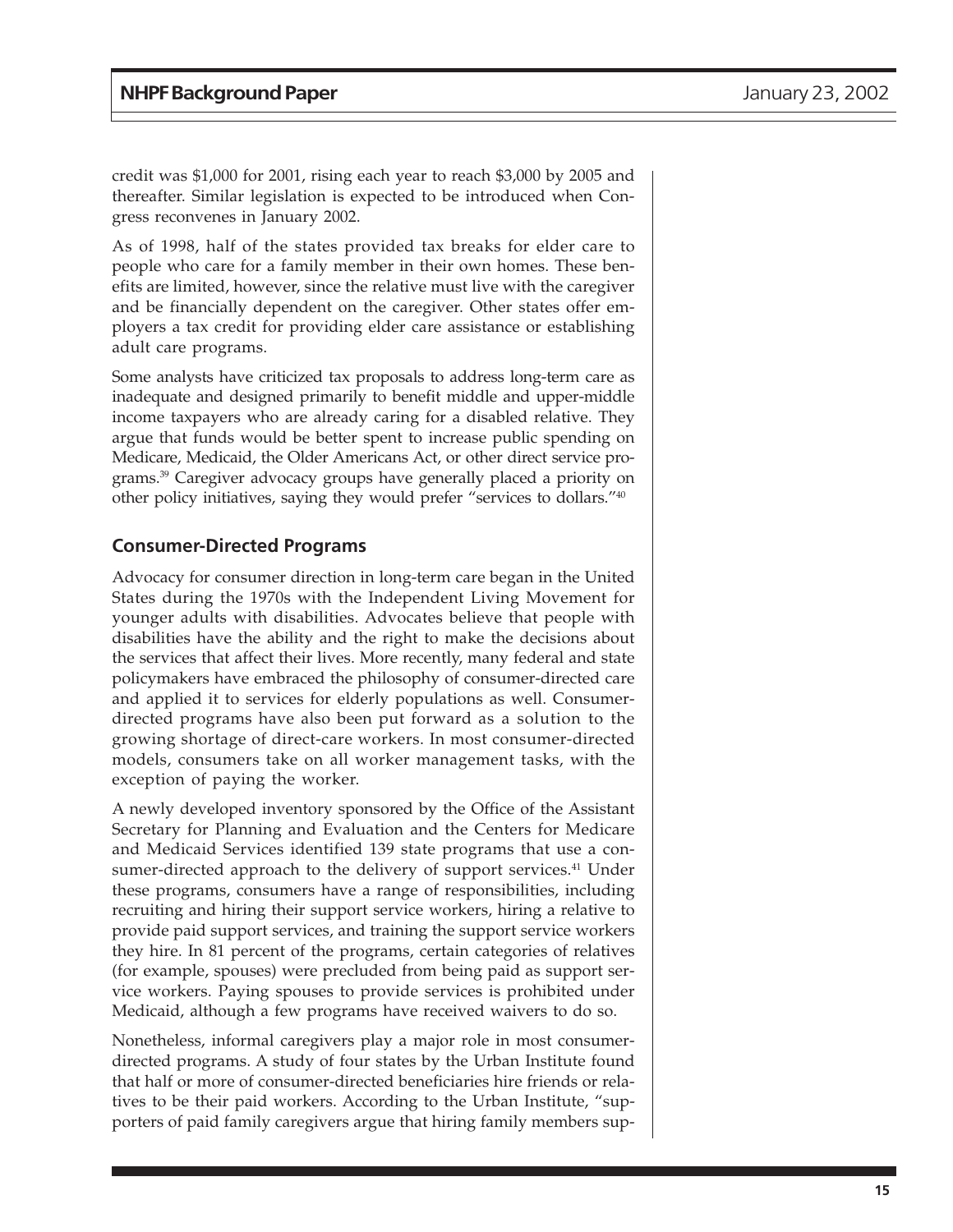credit was $1,000 for 2001, rising each year to reach $3,000 by 2005 and thereafter. Similar legislation is expected to be introduced when Congress reconvenes in January 2002.

As of 1998, half of the states provided tax breaks for elder care to people who care for a family member in their own homes. These benefits are limited, however, since the relative must live with the caregiver and be financially dependent on the caregiver. Other states offer employers a tax credit for providing elder care assistance or establishing adult care programs.

Some analysts have criticized tax proposals to address long-term care as inadequate and designed primarily to benefit middle and upper-middle income taxpayers who are already caring for a disabled relative. They argue that funds would be better spent to increase public spending on Medicare, Medicaid, the Older Americans Act, or other direct service programs.[39] Caregiver advocacy groups have generally placed a priority on other policy initiatives, saying they would prefer "services to dollars."[40]

## Consumer-Directed Programs

Advocacy for consumer direction in long-term care began in the United States during the 1970s with the Independent Living Movement for younger adults with disabilities. Advocates believe that people with disabilities have the ability and the right to make the decisions about the services that affect their lives. More recently, many federal and state policymakers have embraced the philosophy of consumer-directed care and applied it to services for elderly populations as well. Consumer-directed programs have also been put forward as a solution to the growing shortage of direct-care workers. In most consumer-directed models, consumers take on all worker management tasks, with the exception of paying the worker.

A newly developed inventory sponsored by the Office of the Assistant Secretary for Planning and Evaluation and the Centers for Medicare and Medicaid Services identified 139 state programs that use a consumer-directed approach to the delivery of support services.[41] Under these programs, consumers have a range of responsibilities, including recruiting and hiring their support service workers, hiring a relative to provide paid support services, and training the support service workers they hire. In 81 percent of the programs, certain categories of relatives (for example, spouses) were precluded from being paid as support service workers. Paying spouses to provide services is prohibited under Medicaid, although a few programs have received waivers to do so.

Nonetheless, informal caregivers play a major role in most consumer-directed programs. A study of four states by the Urban Institute found that half or more of consumer-directed beneficiaries hire friends or relatives to be their paid workers. According to the Urban Institute, "supporters of paid family caregivers argue that hiring family members sup-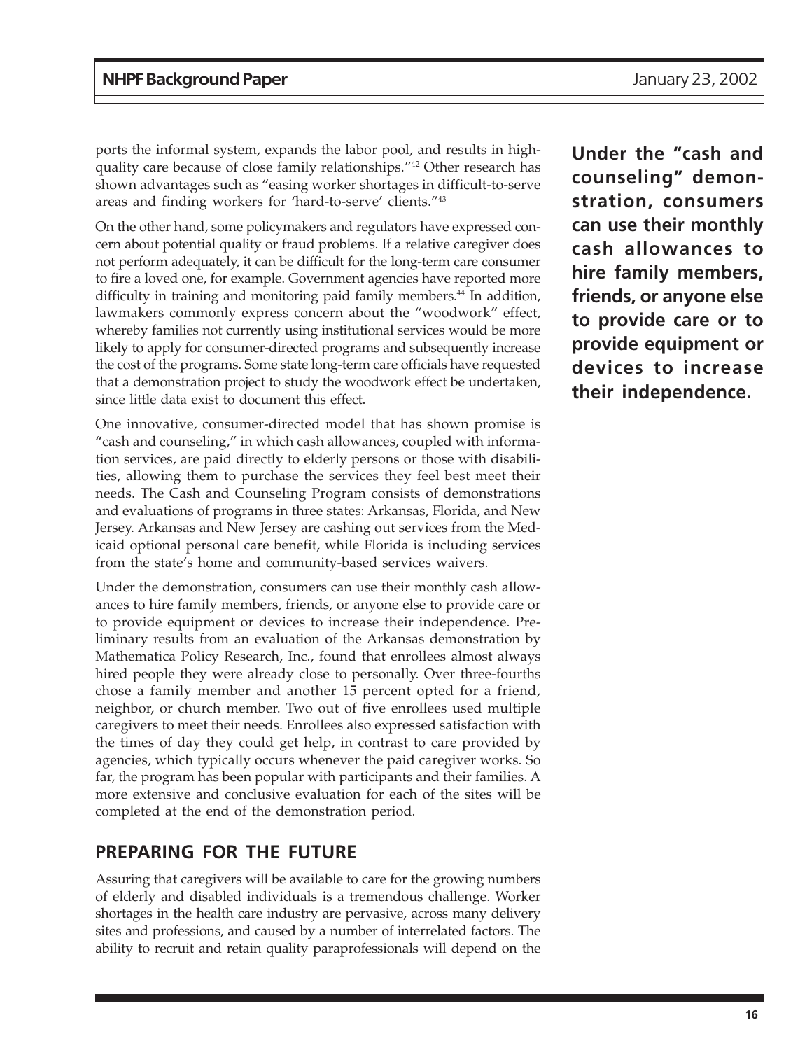ports the informal system, expands the labor pool, and results in high-quality care because of close family relationships."[42] Other research has shown advantages such as "easing worker shortages in difficult-to-serve areas and finding workers for 'hard-to-serve' clients."[43]

On the other hand, some policymakers and regulators have expressed concern about potential quality or fraud problems. If a relative caregiver does not perform adequately, it can be difficult for the long-term care consumer to fire a loved one, for example. Government agencies have reported more difficulty in training and monitoring paid family members.[44] In addition, lawmakers commonly express concern about the "woodwork" effect, whereby families not currently using institutional services would be more likely to apply for consumer-directed programs and subsequently increase the cost of the programs. Some state long-term care officials have requested that a demonstration project to study the woodwork effect be undertaken, since little data exist to document this effect.

One innovative, consumer-directed model that has shown promise is "cash and counseling," in which cash allowances, coupled with information services, are paid directly to elderly persons or those with disabilities, allowing them to purchase the services they feel best meet their needs. The Cash and Counseling Program consists of demonstrations and evaluations of programs in three states: Arkansas, Florida, and New Jersey. Arkansas and New Jersey are cashing out services from the Medicaid optional personal care benefit, while Florida is including services from the state's home and community-based services waivers.

Under the demonstration, consumers can use their monthly cash allowances to hire family members, friends, or anyone else to provide care or to provide equipment or devices to increase their independence. Preliminary results from an evaluation of the Arkansas demonstration by Mathematica Policy Research, Inc., found that enrollees almost always hired people they were already close to personally. Over three-fourths chose a family member and another 15 percent opted for a friend, neighbor, or church member. Two out of five enrollees used multiple caregivers to meet their needs. Enrollees also expressed satisfaction with the times of day they could get help, in contrast to care provided by agencies, which typically occurs whenever the paid caregiver works. So far, the program has been popular with participants and their families. A more extensive and conclusive evaluation for each of the sites will be completed at the end of the demonstration period.

**Under the "cash and counseling" demonstration, consumers can use their monthly cash allowances to hire family members, friends, or anyone else to provide care or to provide equipment or devices to increase their independence.**

## PREPARING FOR THE FUTURE

Assuring that caregivers will be available to care for the growing numbers of elderly and disabled individuals is a tremendous challenge. Worker shortages in the health care industry are pervasive, across many delivery sites and professions, and caused by a number of interrelated factors. The ability to recruit and retain quality paraprofessionals will depend on the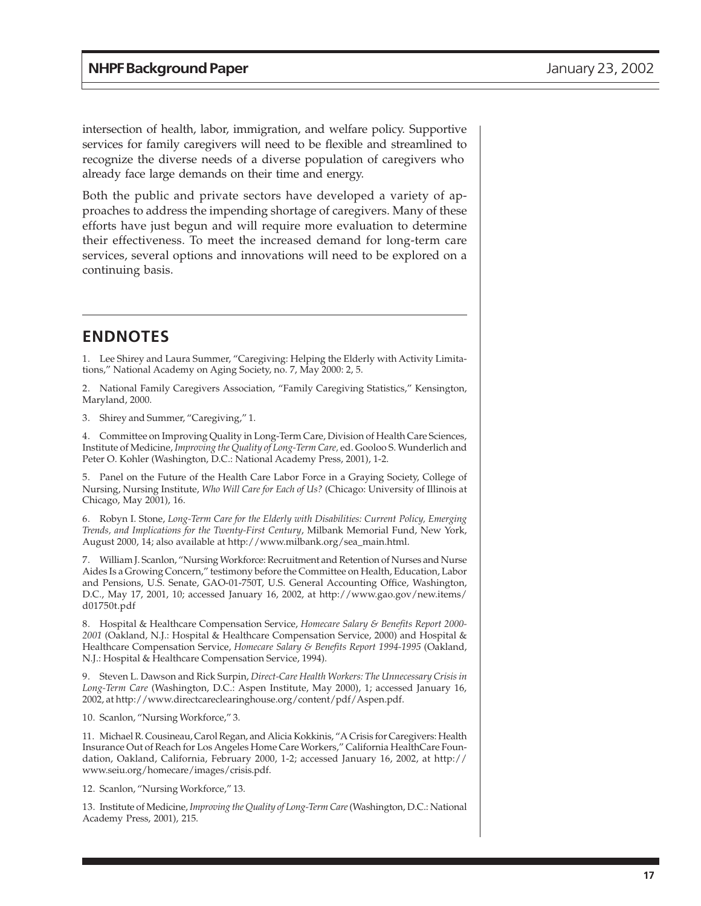intersection of health, labor, immigration, and welfare policy. Supportive services for family caregivers will need to be flexible and streamlined to recognize the diverse needs of a diverse population of caregivers who already face large demands on their time and energy.

Both the public and private sectors have developed a variety of approaches to address the impending shortage of caregivers. Many of these efforts have just begun and will require more evaluation to determine their effectiveness. To meet the increased demand for long-term care services, several options and innovations will need to be explored on a continuing basis.

## ENDNOTES

1. Lee Shirey and Laura Summer, "Caregiving: Helping the Elderly with Activity Limitations," National Academy on Aging Society, no. 7, May 2000: 2, 5.

2. National Family Caregivers Association, "Family Caregiving Statistics," Kensington, Maryland, 2000.

3. Shirey and Summer, "Caregiving," 1.

4. Committee on Improving Quality in Long-Term Care, Division of Health Care Sciences, Institute of Medicine, *Improving the Quality of Long-Term Care,* ed. Gooloo S. Wunderlich and Peter O. Kohler (Washington, D.C.: National Academy Press, 2001), 1-2.

5. Panel on the Future of the Health Care Labor Force in a Graying Society, College of Nursing, Nursing Institute, *Who Will Care for Each of Us?* (Chicago: University of Illinois at Chicago, May 2001), 16.

6. Robyn I. Stone, *Long-Term Care for the Elderly with Disabilities: Current Policy, Emerging Trends, and Implications for the Twenty-First Century*, Milbank Memorial Fund, New York, August 2000, 14; also available at http://www.milbank.org/sea_main.html.

7. William J. Scanlon, "Nursing Workforce: Recruitment and Retention of Nurses and Nurse Aides Is a Growing Concern," testimony before the Committee on Health, Education, Labor and Pensions, U.S. Senate, GAO-01-750T, U.S. General Accounting Office, Washington, D.C., May 17, 2001, 10; accessed January 16, 2002, at http://www.gao.gov/new.items/d01750t.pdf

8. Hospital & Healthcare Compensation Service, *Homecare Salary & Benefits Report 2000-2001* (Oakland, N.J.: Hospital & Healthcare Compensation Service, 2000) and Hospital & Healthcare Compensation Service, *Homecare Salary & Benefits Report 1994-1995* (Oakland, N.J.: Hospital & Healthcare Compensation Service, 1994).

9. Steven L. Dawson and Rick Surpin, *Direct-Care Health Workers: The Unnecessary Crisis in Long-Term Care* (Washington, D.C.: Aspen Institute, May 2000), 1; accessed January 16, 2002, at http://www.directcareclearinghouse.org/content/pdf/Aspen.pdf.

10. Scanlon, "Nursing Workforce," 3.

11. Michael R. Cousineau, Carol Regan, and Alicia Kokkinis, "A Crisis for Caregivers: Health Insurance Out of Reach for Los Angeles Home Care Workers," California HealthCare Foundation, Oakland, California, February 2000, 1-2; accessed January 16, 2002, at http://www.seiu.org/homecare/images/crisis.pdf.

12. Scanlon, "Nursing Workforce," 13.

13. Institute of Medicine, *Improving the Quality of Long-Term Care* (Washington, D.C.: National Academy Press, 2001), 215.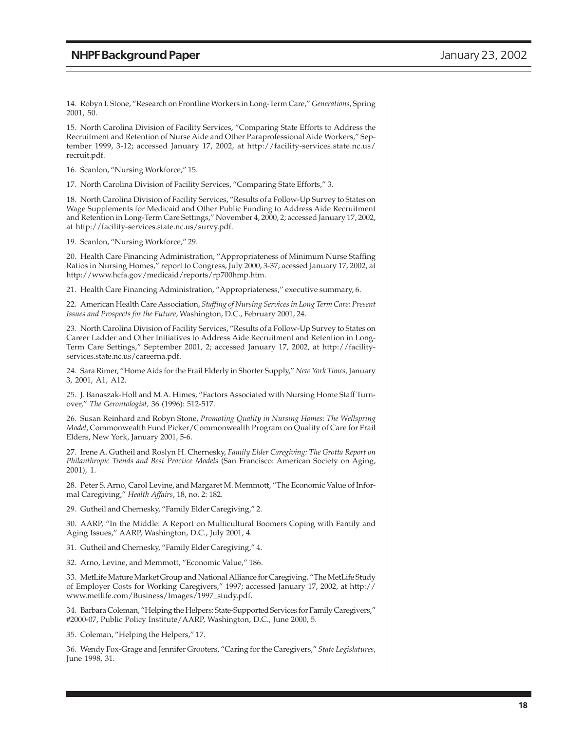14. Robyn I. Stone, "Research on Frontline Workers in Long-Term Care," *Generations*, Spring 2001, 50.

15. North Carolina Division of Facility Services, "Comparing State Efforts to Address the Recruitment and Retention of Nurse Aide and Other Paraprofessional Aide Workers," September 1999, 3-12; accessed January 17, 2002, at http://facility-services.state.nc.us/recruit.pdf.

16. Scanlon, "Nursing Workforce," 15.

17. North Carolina Division of Facility Services, "Comparing State Efforts," 3.

18. North Carolina Division of Facility Services, "Results of a Follow-Up Survey to States on Wage Supplements for Medicaid and Other Public Funding to Address Aide Recruitment and Retention in Long-Term Care Settings," November 4, 2000, 2; accessed January 17, 2002, at http://facility-services.state.nc.us/survy.pdf.

19. Scanlon, "Nursing Workforce," 29.

20. Health Care Financing Administration, "Appropriateness of Minimum Nurse Staffing Ratios in Nursing Homes," report to Congress, July 2000, 3-37; acessed January 17, 2002, at http://www.hcfa.gov/medicaid/reports/rp700hmp.htm.

21. Health Care Financing Administration, "Appropriateness," executive summary, 6.

22. American Health Care Association, *Staffing of Nursing Services in Long Term Care: Present Issues and Prospects for the Future*, Washington, D.C., February 2001, 24.

23. North Carolina Division of Facility Services, "Results of a Follow-Up Survey to States on Career Ladder and Other Initiatives to Address Aide Recruitment and Retention in Long-Term Care Settings," September 2001, 2; accessed January 17, 2002, at http://facility-services.state.nc.us/careerna.pdf.

24. Sara Rimer, "Home Aids for the Frail Elderly in Shorter Supply," *New York Times,* January 3, 2001, A1, A12.

25. J. Banaszak-Holl and M.A. Himes, "Factors Associated with Nursing Home Staff Turnover," *The Gerontologist,* 36 (1996): 512-517.

26. Susan Reinhard and Robyn Stone, *Promoting Quality in Nursing Homes: The Wellspring Model*, Commonwealth Fund Picker/Commonwealth Program on Quality of Care for Frail Elders, New York, January 2001, 5-6.

27. Irene A. Gutheil and Roslyn H. Chernesky, *Family Elder Caregiving: The Grotta Report on Philanthropic Trends and Best Practice Models* (San Francisco: American Society on Aging, 2001), 1.

28. Peter S. Arno, Carol Levine, and Margaret M. Memmott, "The Economic Value of Informal Caregiving," *Health Affairs*, 18, no. 2: 182.

29. Gutheil and Chernesky, "Family Elder Caregiving," 2.

30. AARP, "In the Middle: A Report on Multicultural Boomers Coping with Family and Aging Issues," AARP, Washington, D.C., July 2001, 4.

31. Gutheil and Chernesky, "Family Elder Caregiving," 4.

32. Arno, Levine, and Memmott, "Economic Value," 186.

33. MetLife Mature Market Group and National Alliance for Caregiving. "The MetLife Study of Employer Costs for Working Caregivers," 1997; accessed January 17, 2002, at http://www.metlife.com/Business/Images/1997_study.pdf.

34. Barbara Coleman, "Helping the Helpers: State-Supported Services for Family Caregivers," #2000-07, Public Policy Institute/AARP, Washington, D.C., June 2000, 5.

35. Coleman, "Helping the Helpers," 17.

36. Wendy Fox-Grage and Jennifer Grooters, "Caring for the Caregivers," *State Legislatures*, June 1998, 31.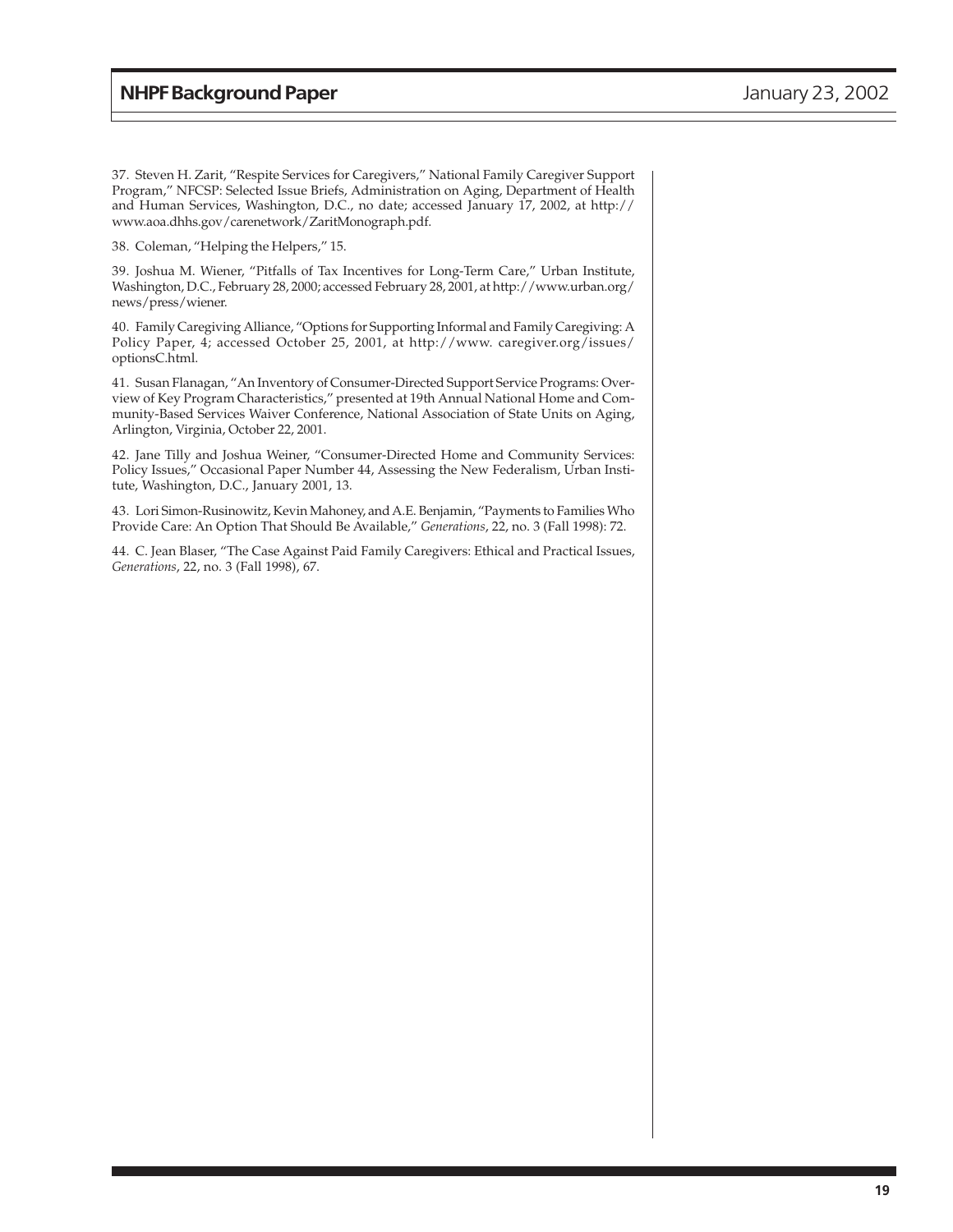37. Steven H. Zarit, "Respite Services for Caregivers," National Family Caregiver Support Program," NFCSP: Selected Issue Briefs, Administration on Aging, Department of Health and Human Services, Washington, D.C., no date; accessed January 17, 2002, at http://www.aoa.dhhs.gov/carenetwork/ZaritMonograph.pdf.

38. Coleman, "Helping the Helpers," 15.

39. Joshua M. Wiener, "Pitfalls of Tax Incentives for Long-Term Care," Urban Institute, Washington, D.C., February 28, 2000; accessed February 28, 2001, at http://www.urban.org/news/press/wiener.

40. Family Caregiving Alliance, "Options for Supporting Informal and Family Caregiving: A Policy Paper, 4; accessed October 25, 2001, at http://www. caregiver.org/issues/optionsC.html.

41. Susan Flanagan, "An Inventory of Consumer-Directed Support Service Programs: Overview of Key Program Characteristics," presented at 19th Annual National Home and Community-Based Services Waiver Conference, National Association of State Units on Aging, Arlington, Virginia, October 22, 2001.

42. Jane Tilly and Joshua Weiner, "Consumer-Directed Home and Community Services: Policy Issues," Occasional Paper Number 44, Assessing the New Federalism, Urban Institute, Washington, D.C., January 2001, 13.

43. Lori Simon-Rusinowitz, Kevin Mahoney, and A.E. Benjamin, "Payments to Families Who Provide Care: An Option That Should Be Available," *Generations*, 22, no. 3 (Fall 1998): 72.

44. C. Jean Blaser, "The Case Against Paid Family Caregivers: Ethical and Practical Issues, *Generations*, 22, no. 3 (Fall 1998), 67.